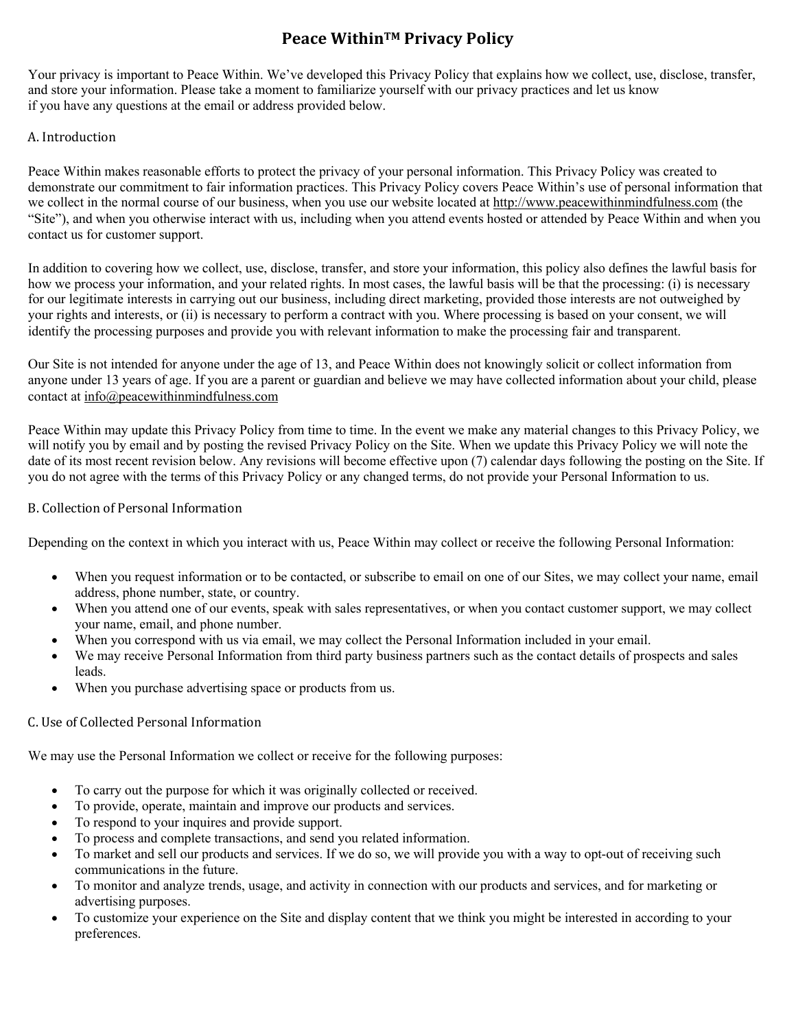# Peace Within™ Privacy Policy

Your privacy is important to Peace Within. We've developed this Privacy Policy that explains how we collect, use, disclose, transfer, and store your information. Please take a moment to familiarize yourself with our privacy practices and let us know if you have any questions at the email or address provided below.

## A. Introduction

Peace Within makes reasonable efforts to protect the privacy of your personal information. This Privacy Policy was created to demonstrate our commitment to fair information practices. This Privacy Policy covers Peace Within's use of personal information that we collect in the normal course of our business, when you use our website located at http://www.peacewithinmindfulness.com (the "Site"), and when you otherwise interact with us, including when you attend events hosted or attended by Peace Within and when you contact us for customer support.

In addition to covering how we collect, use, disclose, transfer, and store your information, this policy also defines the lawful basis for how we process your information, and your related rights. In most cases, the lawful basis will be that the processing: (i) is necessary for our legitimate interests in carrying out our business, including direct marketing, provided those interests are not outweighed by your rights and interests, or (ii) is necessary to perform a contract with you. Where processing is based on your consent, we will identify the processing purposes and provide you with relevant information to make the processing fair and transparent.

Our Site is not intended for anyone under the age of 13, and Peace Within does not knowingly solicit or collect information from anyone under 13 years of age. If you are a parent or guardian and believe we may have collected information about your child, please contact at info@peacewithinmindfulness.com

Peace Within may update this Privacy Policy from time to time. In the event we make any material changes to this Privacy Policy, we will notify you by email and by posting the revised Privacy Policy on the Site. When we update this Privacy Policy we will note the date of its most recent revision below. Any revisions will become effective upon (7) calendar days following the posting on the Site. If you do not agree with the terms of this Privacy Policy or any changed terms, do not provide your Personal Information to us.

## B. Collection of Personal Information

Depending on the context in which you interact with us, Peace Within may collect or receive the following Personal Information:

- When you request information or to be contacted, or subscribe to email on one of our Sites, we may collect your name, email address, phone number, state, or country.
- When you attend one of our events, speak with sales representatives, or when you contact customer support, we may collect your name, email, and phone number.
- When you correspond with us via email, we may collect the Personal Information included in your email.
- We may receive Personal Information from third party business partners such as the contact details of prospects and sales leads.
- When you purchase advertising space or products from us.

## C. Use of Collected Personal Information

We may use the Personal Information we collect or receive for the following purposes:

- To carry out the purpose for which it was originally collected or received.
- To provide, operate, maintain and improve our products and services.
- To respond to your inquires and provide support.
- To process and complete transactions, and send you related information.
- To market and sell our products and services. If we do so, we will provide you with a way to opt-out of receiving such communications in the future.
- To monitor and analyze trends, usage, and activity in connection with our products and services, and for marketing or advertising purposes.
- To customize your experience on the Site and display content that we think you might be interested in according to your preferences.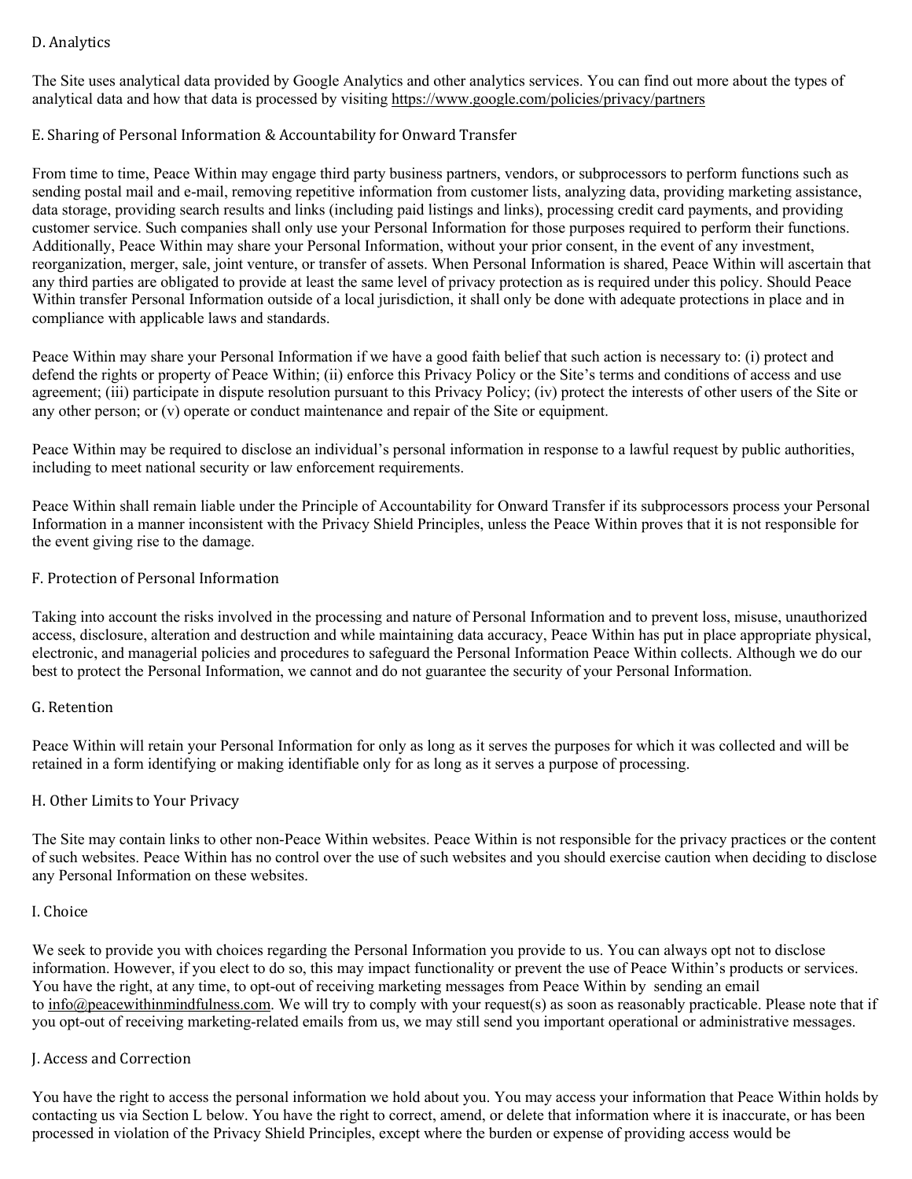## D. Analytics

The Site uses analytical data provided by Google Analytics and other analytics services. You can find out more about the types of analytical data and how that data is processed by visiting https://www.google.com/policies/privacy/partners

## E. Sharing of Personal Information & Accountability for Onward Transfer

From time to time, Peace Within may engage third party business partners, vendors, or subprocessors to perform functions such as sending postal mail and e-mail, removing repetitive information from customer lists, analyzing data, providing marketing assistance, data storage, providing search results and links (including paid listings and links), processing credit card payments, and providing customer service. Such companies shall only use your Personal Information for those purposes required to perform their functions. Additionally, Peace Within may share your Personal Information, without your prior consent, in the event of any investment, reorganization, merger, sale, joint venture, or transfer of assets. When Personal Information is shared, Peace Within will ascertain that any third parties are obligated to provide at least the same level of privacy protection as is required under this policy. Should Peace Within transfer Personal Information outside of a local jurisdiction, it shall only be done with adequate protections in place and in compliance with applicable laws and standards.

Peace Within may share your Personal Information if we have a good faith belief that such action is necessary to: (i) protect and defend the rights or property of Peace Within; (ii) enforce this Privacy Policy or the Site's terms and conditions of access and use agreement; (iii) participate in dispute resolution pursuant to this Privacy Policy; (iv) protect the interests of other users of the Site or any other person; or (v) operate or conduct maintenance and repair of the Site or equipment.

Peace Within may be required to disclose an individual's personal information in response to a lawful request by public authorities, including to meet national security or law enforcement requirements.

Peace Within shall remain liable under the Principle of Accountability for Onward Transfer if its subprocessors process your Personal Information in a manner inconsistent with the Privacy Shield Principles, unless the Peace Within proves that it is not responsible for the event giving rise to the damage.

## F. Protection of Personal Information

Taking into account the risks involved in the processing and nature of Personal Information and to prevent loss, misuse, unauthorized access, disclosure, alteration and destruction and while maintaining data accuracy, Peace Within has put in place appropriate physical, electronic, and managerial policies and procedures to safeguard the Personal Information Peace Within collects. Although we do our best to protect the Personal Information, we cannot and do not guarantee the security of your Personal Information.

## G. Retention

Peace Within will retain your Personal Information for only as long as it serves the purposes for which it was collected and will be retained in a form identifying or making identifiable only for as long as it serves a purpose of processing.

## H. Other Limits to Your Privacy

The Site may contain links to other non-Peace Within websites. Peace Within is not responsible for the privacy practices or the content of such websites. Peace Within has no control over the use of such websites and you should exercise caution when deciding to disclose any Personal Information on these websites.

## I. Choice

We seek to provide you with choices regarding the Personal Information you provide to us. You can always opt not to disclose information. However, if you elect to do so, this may impact functionality or prevent the use of Peace Within's products or services. You have the right, at any time, to opt-out of receiving marketing messages from Peace Within by sending an email to info@peacewithinmindfulness.com. We will try to comply with your request(s) as soon as reasonably practicable. Please note that if you opt-out of receiving marketing-related emails from us, we may still send you important operational or administrative messages.

## J. Access and Correction

You have the right to access the personal information we hold about you. You may access your information that Peace Within holds by contacting us via Section L below. You have the right to correct, amend, or delete that information where it is inaccurate, or has been processed in violation of the Privacy Shield Principles, except where the burden or expense of providing access would be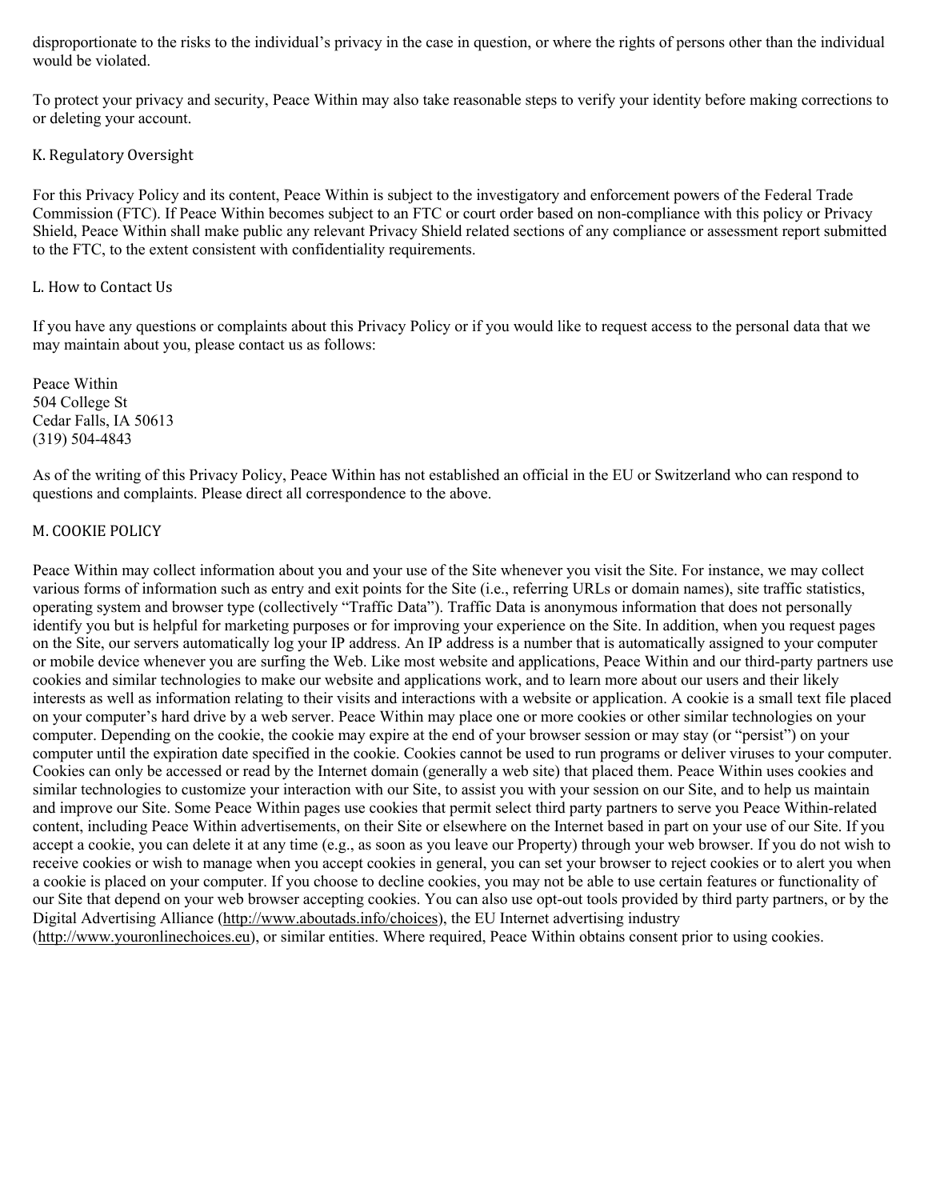disproportionate to the risks to the individual's privacy in the case in question, or where the rights of persons other than the individual would be violated.

To protect your privacy and security, Peace Within may also take reasonable steps to verify your identity before making corrections to or deleting your account.

## K. Regulatory Oversight

For this Privacy Policy and its content, Peace Within is subject to the investigatory and enforcement powers of the Federal Trade Commission (FTC). If Peace Within becomes subject to an FTC or court order based on non-compliance with this policy or Privacy Shield, Peace Within shall make public any relevant Privacy Shield related sections of any compliance or assessment report submitted to the FTC, to the extent consistent with confidentiality requirements.

## L. How to Contact Us

If you have any questions or complaints about this Privacy Policy or if you would like to request access to the personal data that we may maintain about you, please contact us as follows:

Peace Within  
504 College St  
Cedar Falls, IA 50613  
(319) 504-4843

As of the writing of this Privacy Policy, Peace Within has not established an official in the EU or Switzerland who can respond to questions and complaints. Please direct all correspondence to the above.

## M. COOKIE POLICY

Peace Within may collect information about you and your use of the Site whenever you visit the Site. For instance, we may collect various forms of information such as entry and exit points for the Site (i.e., referring URLs or domain names), site traffic statistics, operating system and browser type (collectively "Traffic Data"). Traffic Data is anonymous information that does not personally identify you but is helpful for marketing purposes or for improving your experience on the Site. In addition, when you request pages on the Site, our servers automatically log your IP address. An IP address is a number that is automatically assigned to your computer or mobile device whenever you are surfing the Web. Like most website and applications, Peace Within and our third-party partners use cookies and similar technologies to make our website and applications work, and to learn more about our users and their likely interests as well as information relating to their visits and interactions with a website or application. A cookie is a small text file placed on your computer's hard drive by a web server. Peace Within may place one or more cookies or other similar technologies on your computer. Depending on the cookie, the cookie may expire at the end of your browser session or may stay (or "persist") on your computer until the expiration date specified in the cookie. Cookies cannot be used to run programs or deliver viruses to your computer. Cookies can only be accessed or read by the Internet domain (generally a web site) that placed them. Peace Within uses cookies and similar technologies to customize your interaction with our Site, to assist you with your session on our Site, and to help us maintain and improve our Site. Some Peace Within pages use cookies that permit select third party partners to serve you Peace Within-related content, including Peace Within advertisements, on their Site or elsewhere on the Internet based in part on your use of our Site. If you accept a cookie, you can delete it at any time (e.g., as soon as you leave our Property) through your web browser. If you do not wish to receive cookies or wish to manage when you accept cookies in general, you can set your browser to reject cookies or to alert you when a cookie is placed on your computer. If you choose to decline cookies, you may not be able to use certain features or functionality of our Site that depend on your web browser accepting cookies. You can also use opt-out tools provided by third party partners, or by the Digital Advertising Alliance (http://www.aboutads.info/choices), the EU Internet advertising industry (http://www.youronlinechoices.eu), or similar entities. Where required, Peace Within obtains consent prior to using cookies.